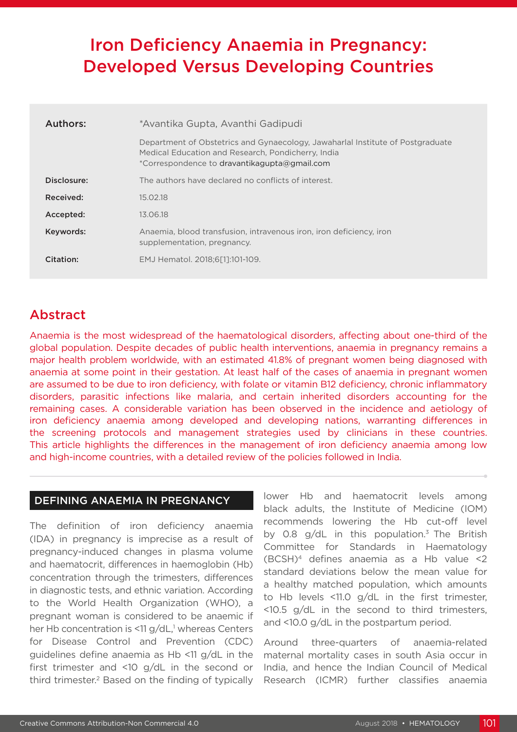# Iron Deficiency Anaemia in Pregnancy: Developed Versus Developing Countries

| | |
|---|---|
| **Authors:** | *Avantika Gupta, Avanthi Gadipudi<br>Department of Obstetrics and Gynaecology, Jawaharlal Institute of Postgraduate Medical Education and Research, Pondicherry, India<br>*Correspondence to dravantikagupta@gmail.com |
| **Disclosure:** | The authors have declared no conflicts of interest. |
| **Received:** | 15.02.18 |
| **Accepted:** | 13.06.18 |
| **Keywords:** | Anaemia, blood transfusion, intravenous iron, iron deficiency, iron supplementation, pregnancy. |
| **Citation:** | EMJ Hematol. 2018;6[1]:101-109. |

## Abstract

Anaemia is the most widespread of the haematological disorders, affecting about one-third of the global population. Despite decades of public health interventions, anaemia in pregnancy remains a major health problem worldwide, with an estimated 41.8% of pregnant women being diagnosed with anaemia at some point in their gestation. At least half of the cases of anaemia in pregnant women are assumed to be due to iron deficiency, with folate or vitamin B12 deficiency, chronic inflammatory disorders, parasitic infections like malaria, and certain inherited disorders accounting for the remaining cases. A considerable variation has been observed in the incidence and aetiology of iron deficiency anaemia among developed and developing nations, warranting differences in the screening protocols and management strategies used by clinicians in these countries. This article highlights the differences in the management of iron deficiency anaemia among low and high-income countries, with a detailed review of the policies followed in India.

## DEFINING ANAEMIA IN PREGNANCY

The definition of iron deficiency anaemia (IDA) in pregnancy is imprecise as a result of pregnancy-induced changes in plasma volume and haematocrit, differences in haemoglobin (Hb) concentration through the trimesters, differences in diagnostic tests, and ethnic variation. According to the World Health Organization (WHO), a pregnant woman is considered to be anaemic if her Hb concentration is <11 g/dL,[1] whereas Centers for Disease Control and Prevention (CDC) guidelines define anaemia as Hb <11 g/dL in the first trimester and <10 g/dL in the second or third trimester.[2] Based on the finding of typically lower Hb and haematocrit levels among black adults, the Institute of Medicine (IOM) recommends lowering the Hb cut-off level by 0.8 g/dL in this population.[3] The British Committee for Standards in Haematology (BCSH)[4] defines anaemia as a Hb value <2 standard deviations below the mean value for a healthy matched population, which amounts to Hb levels <11.0 g/dL in the first trimester, <10.5 g/dL in the second to third trimesters, and <10.0 g/dL in the postpartum period.

Around three-quarters of anaemia-related maternal mortality cases in south Asia occur in India, and hence the Indian Council of Medical Research (ICMR) further classifies anaemia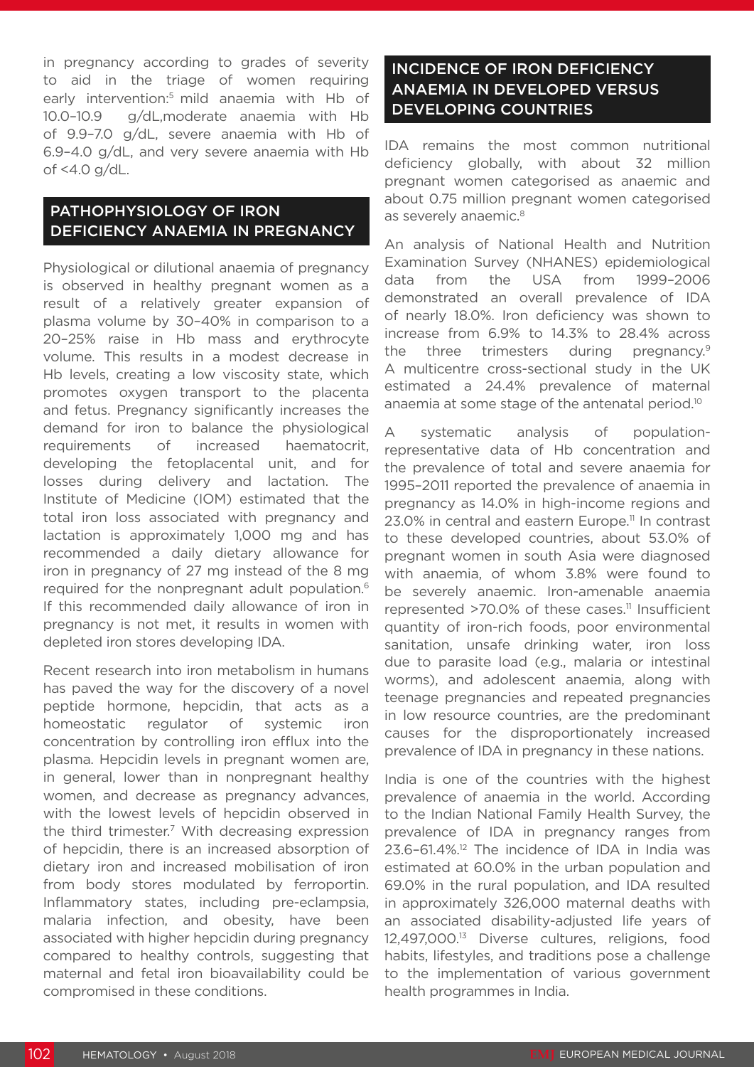in pregnancy according to grades of severity to aid in the triage of women requiring early intervention:[5] mild anaemia with Hb of 10.0–10.9 g/dL,moderate anaemia with Hb of 9.9–7.0 g/dL, severe anaemia with Hb of 6.9–4.0 g/dL, and very severe anaemia with Hb of <4.0 g/dL.

## PATHOPHYSIOLOGY OF IRON DEFICIENCY ANAEMIA IN PREGNANCY

Physiological or dilutional anaemia of pregnancy is observed in healthy pregnant women as a result of a relatively greater expansion of plasma volume by 30–40% in comparison to a 20–25% raise in Hb mass and erythrocyte volume. This results in a modest decrease in Hb levels, creating a low viscosity state, which promotes oxygen transport to the placenta and fetus. Pregnancy significantly increases the demand for iron to balance the physiological requirements of increased haematocrit, developing the fetoplacental unit, and for losses during delivery and lactation. The Institute of Medicine (IOM) estimated that the total iron loss associated with pregnancy and lactation is approximately 1,000 mg and has recommended a daily dietary allowance for iron in pregnancy of 27 mg instead of the 8 mg required for the nonpregnant adult population.[6] If this recommended daily allowance of iron in pregnancy is not met, it results in women with depleted iron stores developing IDA.

Recent research into iron metabolism in humans has paved the way for the discovery of a novel peptide hormone, hepcidin, that acts as a homeostatic regulator of systemic iron concentration by controlling iron efflux into the plasma. Hepcidin levels in pregnant women are, in general, lower than in nonpregnant healthy women, and decrease as pregnancy advances, with the lowest levels of hepcidin observed in the third trimester.[7] With decreasing expression of hepcidin, there is an increased absorption of dietary iron and increased mobilisation of iron from body stores modulated by ferroportin. Inflammatory states, including pre-eclampsia, malaria infection, and obesity, have been associated with higher hepcidin during pregnancy compared to healthy controls, suggesting that maternal and fetal iron bioavailability could be compromised in these conditions.

## INCIDENCE OF IRON DEFICIENCY ANAEMIA IN DEVELOPED VERSUS DEVELOPING COUNTRIES

IDA remains the most common nutritional deficiency globally, with about 32 million pregnant women categorised as anaemic and about 0.75 million pregnant women categorised as severely anaemic.[8]

An analysis of National Health and Nutrition Examination Survey (NHANES) epidemiological data from the USA from 1999–2006 demonstrated an overall prevalence of IDA of nearly 18.0%. Iron deficiency was shown to increase from 6.9% to 14.3% to 28.4% across the three trimesters during pregnancy.[9] A multicentre cross-sectional study in the UK estimated a 24.4% prevalence of maternal anaemia at some stage of the antenatal period.[10]

A systematic analysis of population-representative data of Hb concentration and the prevalence of total and severe anaemia for 1995–2011 reported the prevalence of anaemia in pregnancy as 14.0% in high-income regions and 23.0% in central and eastern Europe.[11] In contrast to these developed countries, about 53.0% of pregnant women in south Asia were diagnosed with anaemia, of whom 3.8% were found to be severely anaemic. Iron-amenable anaemia represented >70.0% of these cases.[11] Insufficient quantity of iron-rich foods, poor environmental sanitation, unsafe drinking water, iron loss due to parasite load (e.g., malaria or intestinal worms), and adolescent anaemia, along with teenage pregnancies and repeated pregnancies in low resource countries, are the predominant causes for the disproportionately increased prevalence of IDA in pregnancy in these nations.

India is one of the countries with the highest prevalence of anaemia in the world. According to the Indian National Family Health Survey, the prevalence of IDA in pregnancy ranges from 23.6–61.4%.[12] The incidence of IDA in India was estimated at 60.0% in the urban population and 69.0% in the rural population, and IDA resulted in approximately 326,000 maternal deaths with an associated disability-adjusted life years of 12,497,000.[13] Diverse cultures, religions, food habits, lifestyles, and traditions pose a challenge to the implementation of various government health programmes in India.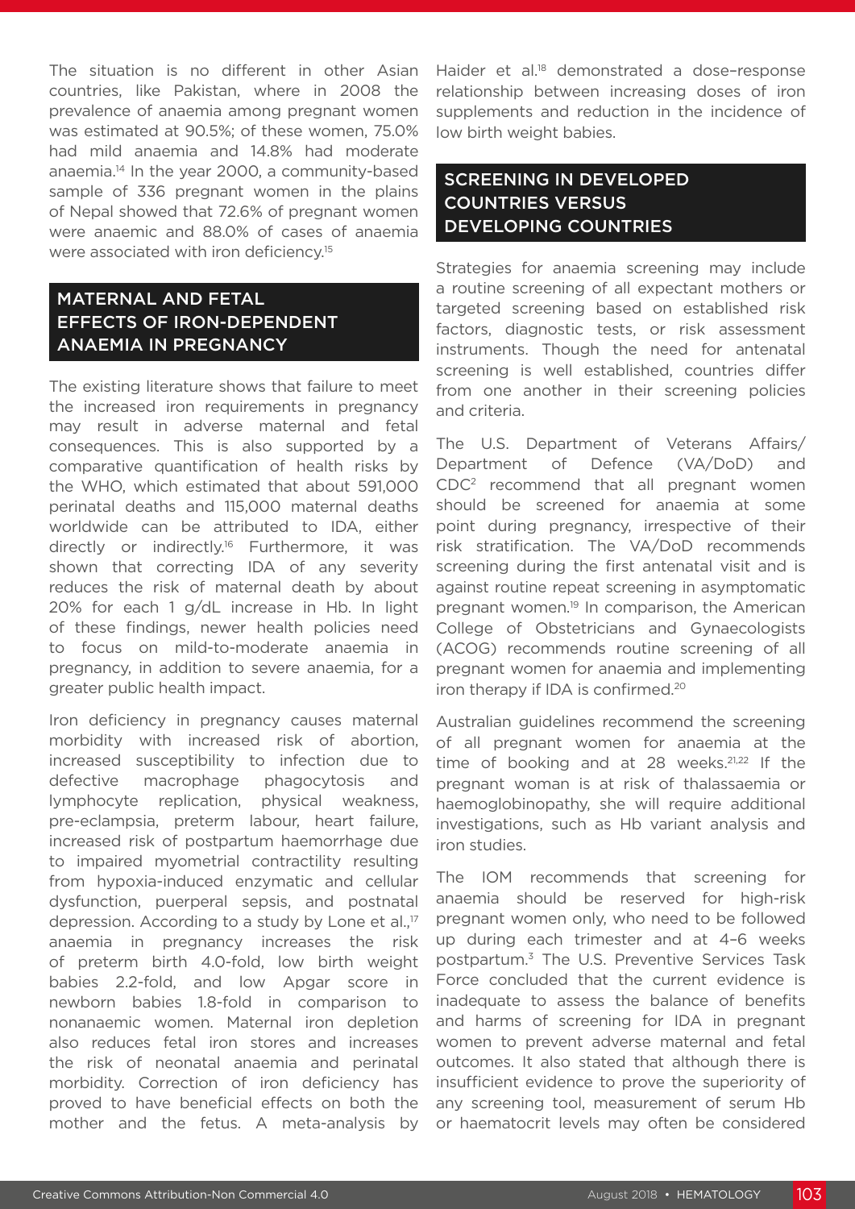The situation is no different in other Asian countries, like Pakistan, where in 2008 the prevalence of anaemia among pregnant women was estimated at 90.5%; of these women, 75.0% had mild anaemia and 14.8% had moderate anaemia.[14] In the year 2000, a community-based sample of 336 pregnant women in the plains of Nepal showed that 72.6% of pregnant women were anaemic and 88.0% of cases of anaemia were associated with iron deficiency.[15]

## MATERNAL AND FETAL EFFECTS OF IRON-DEPENDENT ANAEMIA IN PREGNANCY

The existing literature shows that failure to meet the increased iron requirements in pregnancy may result in adverse maternal and fetal consequences. This is also supported by a comparative quantification of health risks by the WHO, which estimated that about 591,000 perinatal deaths and 115,000 maternal deaths worldwide can be attributed to IDA, either directly or indirectly.[16] Furthermore, it was shown that correcting IDA of any severity reduces the risk of maternal death by about 20% for each 1 g/dL increase in Hb. In light of these findings, newer health policies need to focus on mild-to-moderate anaemia in pregnancy, in addition to severe anaemia, for a greater public health impact.

Iron deficiency in pregnancy causes maternal morbidity with increased risk of abortion, increased susceptibility to infection due to defective macrophage phagocytosis and lymphocyte replication, physical weakness, pre-eclampsia, preterm labour, heart failure, increased risk of postpartum haemorrhage due to impaired myometrial contractility resulting from hypoxia-induced enzymatic and cellular dysfunction, puerperal sepsis, and postnatal depression. According to a study by Lone et al.,[17] anaemia in pregnancy increases the risk of preterm birth 4.0-fold, low birth weight babies 2.2-fold, and low Apgar score in newborn babies 1.8-fold in comparison to nonanaemic women. Maternal iron depletion also reduces fetal iron stores and increases the risk of neonatal anaemia and perinatal morbidity. Correction of iron deficiency has proved to have beneficial effects on both the mother and the fetus. A meta-analysis by Haider et al.[18] demonstrated a dose–response relationship between increasing doses of iron supplements and reduction in the incidence of low birth weight babies.

## SCREENING IN DEVELOPED COUNTRIES VERSUS DEVELOPING COUNTRIES

Strategies for anaemia screening may include a routine screening of all expectant mothers or targeted screening based on established risk factors, diagnostic tests, or risk assessment instruments. Though the need for antenatal screening is well established, countries differ from one another in their screening policies and criteria.

The U.S. Department of Veterans Affairs/Department of Defence (VA/DoD) and CDC[2] recommend that all pregnant women should be screened for anaemia at some point during pregnancy, irrespective of their risk stratification. The VA/DoD recommends screening during the first antenatal visit and is against routine repeat screening in asymptomatic pregnant women.[19] In comparison, the American College of Obstetricians and Gynaecologists (ACOG) recommends routine screening of all pregnant women for anaemia and implementing iron therapy if IDA is confirmed.[20]

Australian guidelines recommend the screening of all pregnant women for anaemia at the time of booking and at 28 weeks.[21,22] If the pregnant woman is at risk of thalassaemia or haemoglobinopathy, she will require additional investigations, such as Hb variant analysis and iron studies.

The IOM recommends that screening for anaemia should be reserved for high-risk pregnant women only, who need to be followed up during each trimester and at 4–6 weeks postpartum.[3] The U.S. Preventive Services Task Force concluded that the current evidence is inadequate to assess the balance of benefits and harms of screening for IDA in pregnant women to prevent adverse maternal and fetal outcomes. It also stated that although there is insufficient evidence to prove the superiority of any screening tool, measurement of serum Hb or haematocrit levels may often be considered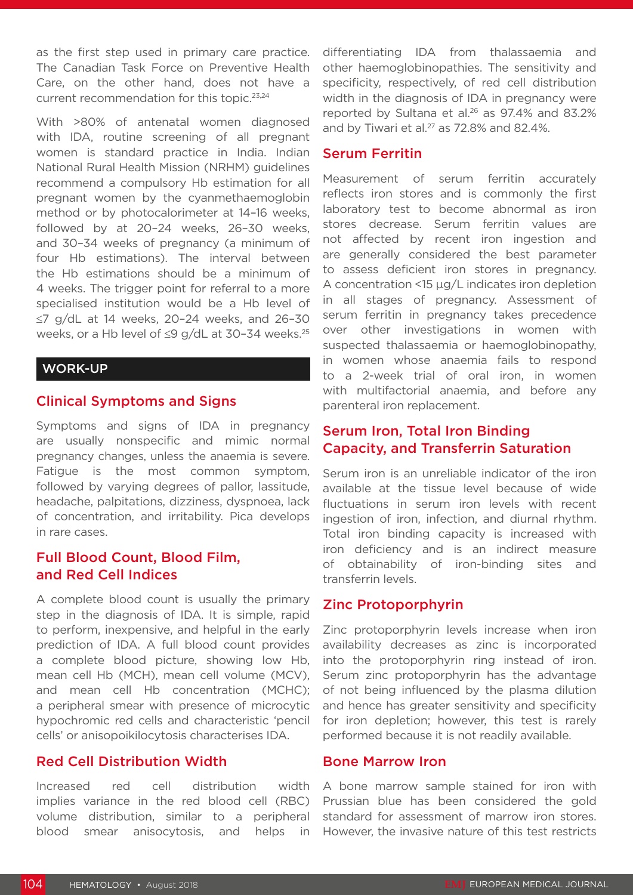as the first step used in primary care practice. The Canadian Task Force on Preventive Health Care, on the other hand, does not have a current recommendation for this topic.[23,24]

With >80% of antenatal women diagnosed with IDA, routine screening of all pregnant women is standard practice in India. Indian National Rural Health Mission (NRHM) guidelines recommend a compulsory Hb estimation for all pregnant women by the cyanmethaemoglobin method or by photocalorimeter at 14–16 weeks, followed by at 20–24 weeks, 26–30 weeks, and 30–34 weeks of pregnancy (a minimum of four Hb estimations). The interval between the Hb estimations should be a minimum of 4 weeks. The trigger point for referral to a more specialised institution would be a Hb level of ≤7 g/dL at 14 weeks, 20–24 weeks, and 26–30 weeks, or a Hb level of ≤9 g/dL at 30–34 weeks.[25]

## WORK-UP

### Clinical Symptoms and Signs

Symptoms and signs of IDA in pregnancy are usually nonspecific and mimic normal pregnancy changes, unless the anaemia is severe. Fatigue is the most common symptom, followed by varying degrees of pallor, lassitude, headache, palpitations, dizziness, dyspnoea, lack of concentration, and irritability. Pica develops in rare cases.

### Full Blood Count, Blood Film, and Red Cell Indices

A complete blood count is usually the primary step in the diagnosis of IDA. It is simple, rapid to perform, inexpensive, and helpful in the early prediction of IDA. A full blood count provides a complete blood picture, showing low Hb, mean cell Hb (MCH), mean cell volume (MCV), and mean cell Hb concentration (MCHC); a peripheral smear with presence of microcytic hypochromic red cells and characteristic 'pencil cells' or anisopoikilocytosis characterises IDA.

### Red Cell Distribution Width

Increased red cell distribution width implies variance in the red blood cell (RBC) volume distribution, similar to a peripheral blood smear anisocytosis, and helps in differentiating IDA from thalassaemia and other haemoglobinopathies. The sensitivity and specificity, respectively, of red cell distribution width in the diagnosis of IDA in pregnancy were reported by Sultana et al.[26] as 97.4% and 83.2% and by Tiwari et al.[27] as 72.8% and 82.4%.

### Serum Ferritin

Measurement of serum ferritin accurately reflects iron stores and is commonly the first laboratory test to become abnormal as iron stores decrease. Serum ferritin values are not affected by recent iron ingestion and are generally considered the best parameter to assess deficient iron stores in pregnancy. A concentration <15 µg/L indicates iron depletion in all stages of pregnancy. Assessment of serum ferritin in pregnancy takes precedence over other investigations in women with suspected thalassaemia or haemoglobinopathy, in women whose anaemia fails to respond to a 2-week trial of oral iron, in women with multifactorial anaemia, and before any parenteral iron replacement.

### Serum Iron, Total Iron Binding Capacity, and Transferrin Saturation

Serum iron is an unreliable indicator of the iron available at the tissue level because of wide fluctuations in serum iron levels with recent ingestion of iron, infection, and diurnal rhythm. Total iron binding capacity is increased with iron deficiency and is an indirect measure of obtainability of iron-binding sites and transferrin levels.

### Zinc Protoporphyrin

Zinc protoporphyrin levels increase when iron availability decreases as zinc is incorporated into the protoporphyrin ring instead of iron. Serum zinc protoporphyrin has the advantage of not being influenced by the plasma dilution and hence has greater sensitivity and specificity for iron depletion; however, this test is rarely performed because it is not readily available.

### Bone Marrow Iron

A bone marrow sample stained for iron with Prussian blue has been considered the gold standard for assessment of marrow iron stores. However, the invasive nature of this test restricts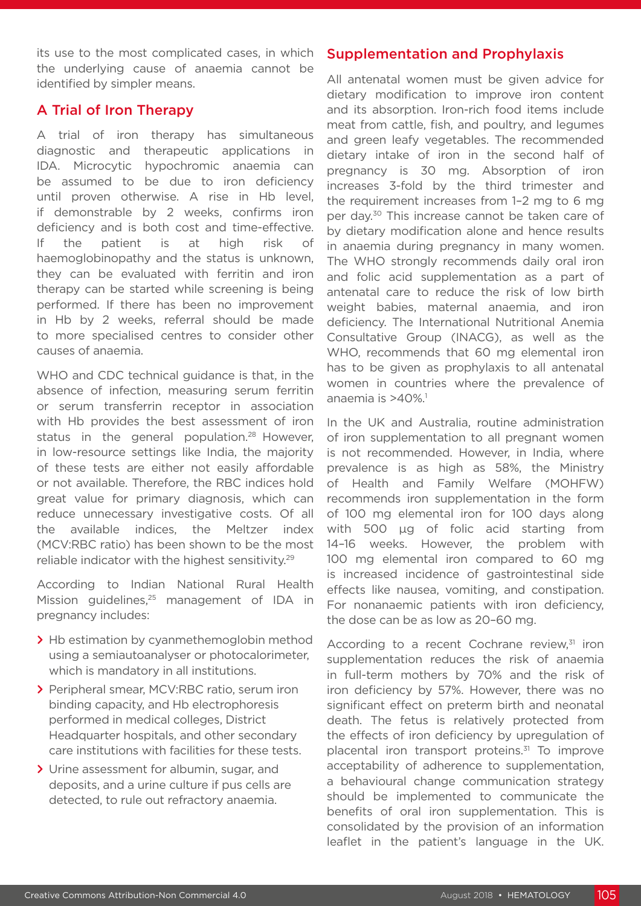its use to the most complicated cases, in which the underlying cause of anaemia cannot be identified by simpler means.

## A Trial of Iron Therapy

A trial of iron therapy has simultaneous diagnostic and therapeutic applications in IDA. Microcytic hypochromic anaemia can be assumed to be due to iron deficiency until proven otherwise. A rise in Hb level, if demonstrable by 2 weeks, confirms iron deficiency and is both cost and time-effective. If the patient is at high risk of haemoglobinopathy and the status is unknown, they can be evaluated with ferritin and iron therapy can be started while screening is being performed. If there has been no improvement in Hb by 2 weeks, referral should be made to more specialised centres to consider other causes of anaemia.

WHO and CDC technical guidance is that, in the absence of infection, measuring serum ferritin or serum transferrin receptor in association with Hb provides the best assessment of iron status in the general population.[28] However, in low-resource settings like India, the majority of these tests are either not easily affordable or not available. Therefore, the RBC indices hold great value for primary diagnosis, which can reduce unnecessary investigative costs. Of all the available indices, the Meltzer index (MCV:RBC ratio) has been shown to be the most reliable indicator with the highest sensitivity.[29]

According to Indian National Rural Health Mission guidelines,[25] management of IDA in pregnancy includes:

- Hb estimation by cyanmethemoglobin method using a semiautoanalyser or photocalorimeter, which is mandatory in all institutions.
- Peripheral smear, MCV:RBC ratio, serum iron binding capacity, and Hb electrophoresis performed in medical colleges, District Headquarter hospitals, and other secondary care institutions with facilities for these tests.
- Urine assessment for albumin, sugar, and deposits, and a urine culture if pus cells are detected, to rule out refractory anaemia.

## Supplementation and Prophylaxis

All antenatal women must be given advice for dietary modification to improve iron content and its absorption. Iron-rich food items include meat from cattle, fish, and poultry, and legumes and green leafy vegetables. The recommended dietary intake of iron in the second half of pregnancy is 30 mg. Absorption of iron increases 3-fold by the third trimester and the requirement increases from 1–2 mg to 6 mg per day.[30] This increase cannot be taken care of by dietary modification alone and hence results in anaemia during pregnancy in many women. The WHO strongly recommends daily oral iron and folic acid supplementation as a part of antenatal care to reduce the risk of low birth weight babies, maternal anaemia, and iron deficiency. The International Nutritional Anemia Consultative Group (INACG), as well as the WHO, recommends that 60 mg elemental iron has to be given as prophylaxis to all antenatal women in countries where the prevalence of anaemia is >40%.[1]

In the UK and Australia, routine administration of iron supplementation to all pregnant women is not recommended. However, in India, where prevalence is as high as 58%, the Ministry of Health and Family Welfare (MOHFW) recommends iron supplementation in the form of 100 mg elemental iron for 100 days along with 500 µg of folic acid starting from 14–16 weeks. However, the problem with 100 mg elemental iron compared to 60 mg is increased incidence of gastrointestinal side effects like nausea, vomiting, and constipation. For nonanaemic patients with iron deficiency, the dose can be as low as 20–60 mg.

According to a recent Cochrane review,[31] iron supplementation reduces the risk of anaemia in full-term mothers by 70% and the risk of iron deficiency by 57%. However, there was no significant effect on preterm birth and neonatal death. The fetus is relatively protected from the effects of iron deficiency by upregulation of placental iron transport proteins.[31] To improve acceptability of adherence to supplementation, a behavioural change communication strategy should be implemented to communicate the benefits of oral iron supplementation. This is consolidated by the provision of an information leaflet in the patient's language in the UK.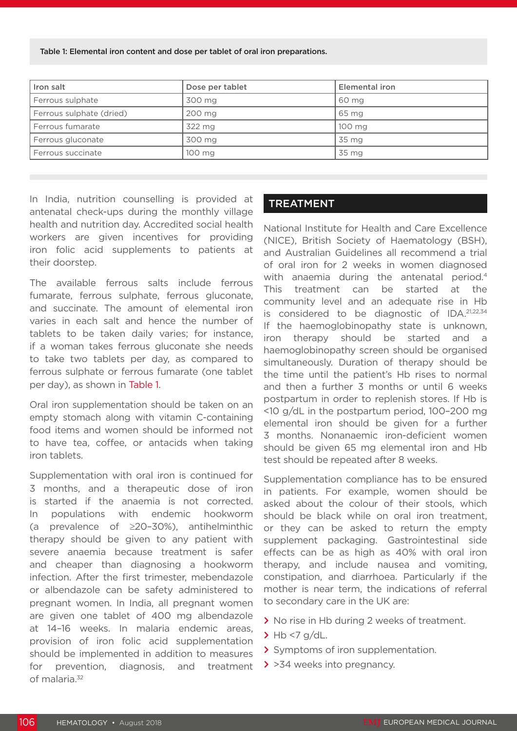Table 1: Elemental iron content and dose per tablet of oral iron preparations.

| Iron salt | Dose per tablet | Elemental iron |
|---|---|---|
| Ferrous sulphate | 300 mg | 60 mg |
| Ferrous sulphate (dried) | 200 mg | 65 mg |
| Ferrous fumarate | 322 mg | 100 mg |
| Ferrous gluconate | 300 mg | 35 mg |
| Ferrous succinate | 100 mg | 35 mg |

In India, nutrition counselling is provided at antenatal check-ups during the monthly village health and nutrition day. Accredited social health workers are given incentives for providing iron folic acid supplements to patients at their doorstep.

The available ferrous salts include ferrous fumarate, ferrous sulphate, ferrous gluconate, and succinate. The amount of elemental iron varies in each salt and hence the number of tablets to be taken daily varies; for instance, if a woman takes ferrous gluconate she needs to take two tablets per day, as compared to ferrous sulphate or ferrous fumarate (one tablet per day), as shown in Table 1.

Oral iron supplementation should be taken on an empty stomach along with vitamin C-containing food items and women should be informed not to have tea, coffee, or antacids when taking iron tablets.

Supplementation with oral iron is continued for 3 months, and a therapeutic dose of iron is started if the anaemia is not corrected. In populations with endemic hookworm (a prevalence of ≥20–30%), antihelminthic therapy should be given to any patient with severe anaemia because treatment is safer and cheaper than diagnosing a hookworm infection. After the first trimester, mebendazole or albendazole can be safety administered to pregnant women. In India, all pregnant women are given one tablet of 400 mg albendazole at 14–16 weeks. In malaria endemic areas, provision of iron folic acid supplementation should be implemented in addition to measures for prevention, diagnosis, and treatment of malaria.[32]

## TREATMENT

National Institute for Health and Care Excellence (NICE), British Society of Haematology (BSH), and Australian Guidelines all recommend a trial of oral iron for 2 weeks in women diagnosed with anaemia during the antenatal period.[4] This treatment can be started at the community level and an adequate rise in Hb is considered to be diagnostic of IDA.[21,22,34] If the haemoglobinopathy state is unknown, iron therapy should be started and a haemoglobinopathy screen should be organised simultaneously. Duration of therapy should be the time until the patient's Hb rises to normal and then a further 3 months or until 6 weeks postpartum in order to replenish stores. If Hb is <10 g/dL in the postpartum period, 100–200 mg elemental iron should be given for a further 3 months. Nonanaemic iron-deficient women should be given 65 mg elemental iron and Hb test should be repeated after 8 weeks.

Supplementation compliance has to be ensured in patients. For example, women should be asked about the colour of their stools, which should be black while on oral iron treatment, or they can be asked to return the empty supplement packaging. Gastrointestinal side effects can be as high as 40% with oral iron therapy, and include nausea and vomiting, constipation, and diarrhoea. Particularly if the mother is near term, the indications of referral to secondary care in the UK are:

- No rise in Hb during 2 weeks of treatment.
- Hb <7 g/dL.
- Symptoms of iron supplementation.
- >34 weeks into pregnancy.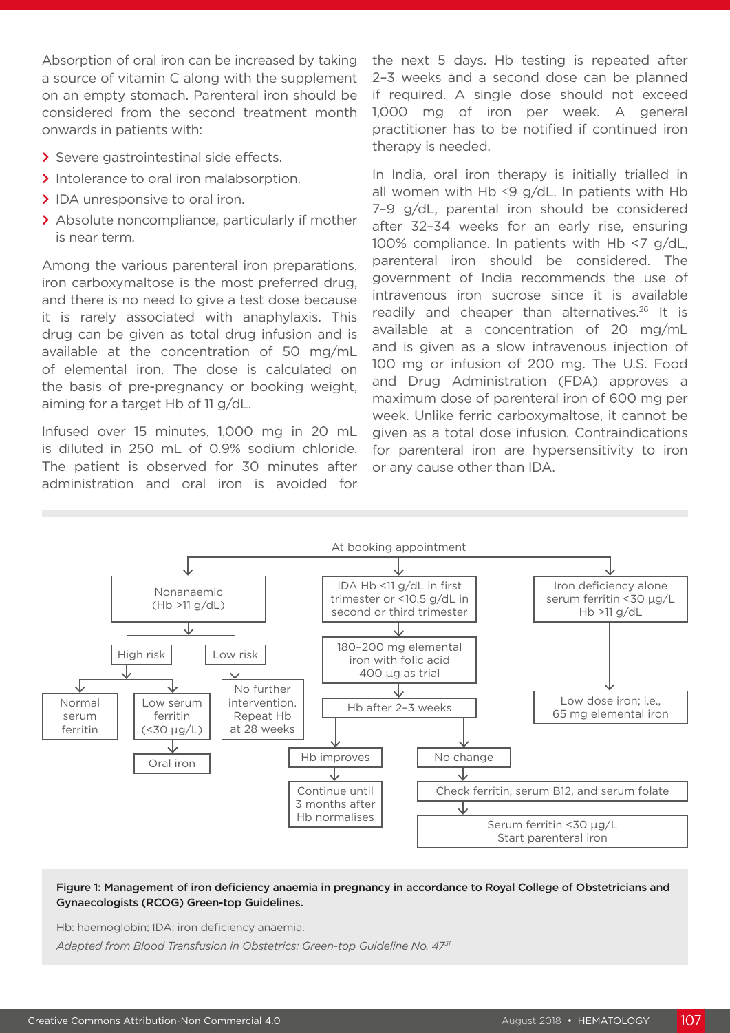Absorption of oral iron can be increased by taking a source of vitamin C along with the supplement on an empty stomach. Parenteral iron should be considered from the second treatment month onwards in patients with:

- Severe gastrointestinal side effects.
- Intolerance to oral iron malabsorption.
- IDA unresponsive to oral iron.
- Absolute noncompliance, particularly if mother is near term.

Among the various parenteral iron preparations, iron carboxymaltose is the most preferred drug, and there is no need to give a test dose because it is rarely associated with anaphylaxis. This drug can be given as total drug infusion and is available at the concentration of 50 mg/mL of elemental iron. The dose is calculated on the basis of pre-pregnancy or booking weight, aiming for a target Hb of 11 g/dL.

Infused over 15 minutes, 1,000 mg in 20 mL is diluted in 250 mL of 0.9% sodium chloride. The patient is observed for 30 minutes after administration and oral iron is avoided for the next 5 days. Hb testing is repeated after 2–3 weeks and a second dose can be planned if required. A single dose should not exceed 1,000 mg of iron per week. A general practitioner has to be notified if continued iron therapy is needed.

In India, oral iron therapy is initially trialled in all women with Hb ≤9 g/dL. In patients with Hb 7–9 g/dL, parental iron should be considered after 32–34 weeks for an early rise, ensuring 100% compliance. In patients with Hb <7 g/dL, parenteral iron should be considered. The government of India recommends the use of intravenous iron sucrose since it is available readily and cheaper than alternatives.[26] It is available at a concentration of 20 mg/mL and is given as a slow intravenous injection of 100 mg or infusion of 200 mg. The U.S. Food and Drug Administration (FDA) approves a maximum dose of parenteral iron of 600 mg per week. Unlike ferric carboxymaltose, it cannot be given as a total dose infusion. Contraindications for parenteral iron are hypersensitivity to iron or any cause other than IDA.

At booking appointment

- Nonanaemic (Hb >11 g/dL)
  - High risk
    - Normal serum ferritin
    - Low serum ferritin (<30 µg/L) → Oral iron
  - Low risk → No further intervention. Repeat Hb at 28 weeks
- IDA Hb <11 g/dL in first trimester or <10.5 g/dL in second or third trimester → 180–200 mg elemental iron with folic acid 400 µg as trial → Hb after 2–3 weeks
  - Hb improves → Continue until 3 months after Hb normalises
  - No change → Check ferritin, serum B12, and serum folate → Serum ferritin <30 µg/L Start parenteral iron
- Iron deficiency alone serum ferritin <30 µg/L Hb >11 g/dL → Low dose iron; i.e., 65 mg elemental iron

**Figure 1: Management of iron deficiency anaemia in pregnancy in accordance to Royal College of Obstetricians and Gynaecologists (RCOG) Green-top Guidelines.**

Hb: haemoglobin; IDA: iron deficiency anaemia.

*Adapted from Blood Transfusion in Obstetrics: Green-top Guideline No. 47*[31]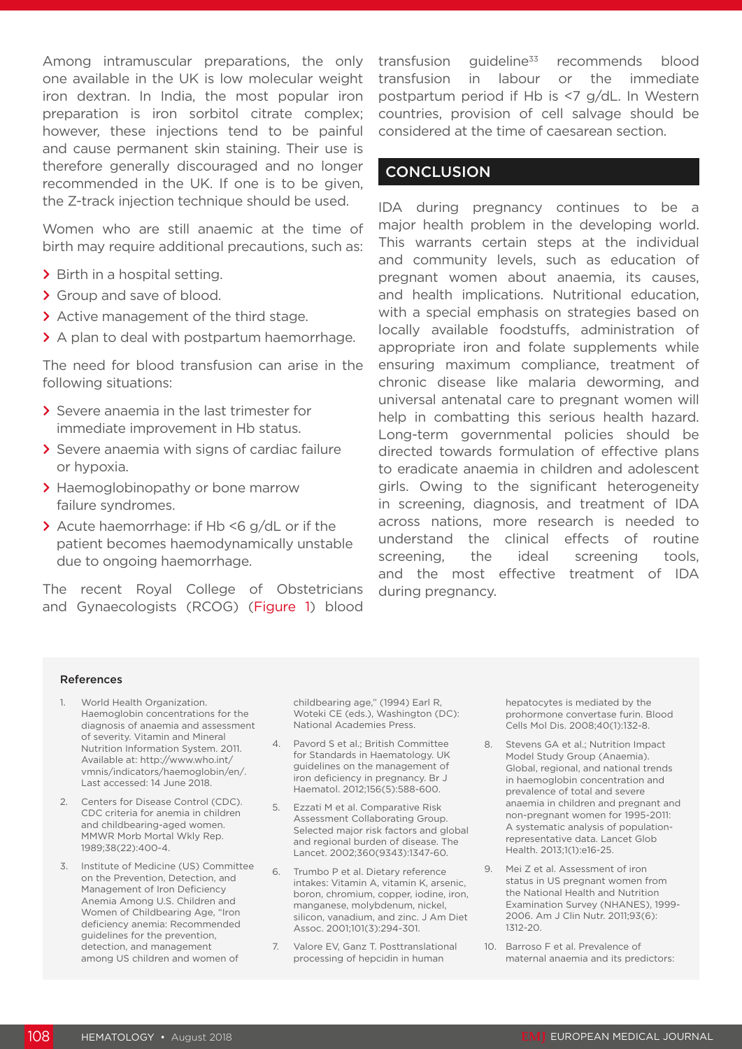Among intramuscular preparations, the only one available in the UK is low molecular weight iron dextran. In India, the most popular iron preparation is iron sorbitol citrate complex; however, these injections tend to be painful and cause permanent skin staining. Their use is therefore generally discouraged and no longer recommended in the UK. If one is to be given, the Z-track injection technique should be used.

Women who are still anaemic at the time of birth may require additional precautions, such as:

- Birth in a hospital setting.
- Group and save of blood.
- Active management of the third stage.
- A plan to deal with postpartum haemorrhage.

The need for blood transfusion can arise in the following situations:

- Severe anaemia in the last trimester for immediate improvement in Hb status.
- Severe anaemia with signs of cardiac failure or hypoxia.
- Haemoglobinopathy or bone marrow failure syndromes.
- Acute haemorrhage: if Hb <6 g/dL or if the patient becomes haemodynamically unstable due to ongoing haemorrhage.

The recent Royal College of Obstetricians and Gynaecologists (RCOG) (Figure 1) blood transfusion guideline[33] recommends blood transfusion in labour or the immediate postpartum period if Hb is <7 g/dL. In Western countries, provision of cell salvage should be considered at the time of caesarean section.

## CONCLUSION

IDA during pregnancy continues to be a major health problem in the developing world. This warrants certain steps at the individual and community levels, such as education of pregnant women about anaemia, its causes, and health implications. Nutritional education, with a special emphasis on strategies based on locally available foodstuffs, administration of appropriate iron and folate supplements while ensuring maximum compliance, treatment of chronic disease like malaria deworming, and universal antenatal care to pregnant women will help in combatting this serious health hazard. Long-term governmental policies should be directed towards formulation of effective plans to eradicate anaemia in children and adolescent girls. Owing to the significant heterogeneity in screening, diagnosis, and treatment of IDA across nations, more research is needed to understand the clinical effects of routine screening, the ideal screening tools, and the most effective treatment of IDA during pregnancy.

### References

1. World Health Organization. Haemoglobin concentrations for the diagnosis of anaemia and assessment of severity. Vitamin and Mineral Nutrition Information System. 2011. Available at: http://www.who.int/vmnis/indicators/haemoglobin/en/. Last accessed: 14 June 2018.
2. Centers for Disease Control (CDC). CDC criteria for anemia in children and childbearing-aged women. MMWR Morb Mortal Wkly Rep. 1989;38(22):400-4.
3. Institute of Medicine (US) Committee on the Prevention, Detection, and Management of Iron Deficiency Anemia Among U.S. Children and Women of Childbearing Age, "Iron deficiency anemia: Recommended guidelines for the prevention, detection, and management among US children and women of childbearing age," (1994) Earl R, Woteki CE (eds.), Washington (DC): National Academies Press.
4. Pavord S et al.; British Committee for Standards in Haematology. UK guidelines on the management of iron deficiency in pregnancy. Br J Haematol. 2012;156(5):588-600.
5. Ezzati M et al. Comparative Risk Assessment Collaborating Group. Selected major risk factors and global and regional burden of disease. The Lancet. 2002;360(9343):1347-60.
6. Trumbo P et al. Dietary reference intakes: Vitamin A, vitamin K, arsenic, boron, chromium, copper, iodine, iron, manganese, molybdenum, nickel, silicon, vanadium, and zinc. J Am Diet Assoc. 2001;101(3):294-301.
7. Valore EV, Ganz T. Posttranslational processing of hepcidin in human hepatocytes is mediated by the prohormone convertase furin. Blood Cells Mol Dis. 2008;40(1):132-8.
8. Stevens GA et al.; Nutrition Impact Model Study Group (Anaemia). Global, regional, and national trends in haemoglobin concentration and prevalence of total and severe anaemia in children and pregnant and non-pregnant women for 1995-2011: A systematic analysis of population-representative data. Lancet Glob Health. 2013;1(1):e16-25.
9. Mei Z et al. Assessment of iron status in US pregnant women from the National Health and Nutrition Examination Survey (NHANES), 1999-2006. Am J Clin Nutr. 2011;93(6):1312-20.
10. Barroso F et al. Prevalence of maternal anaemia and its predictors: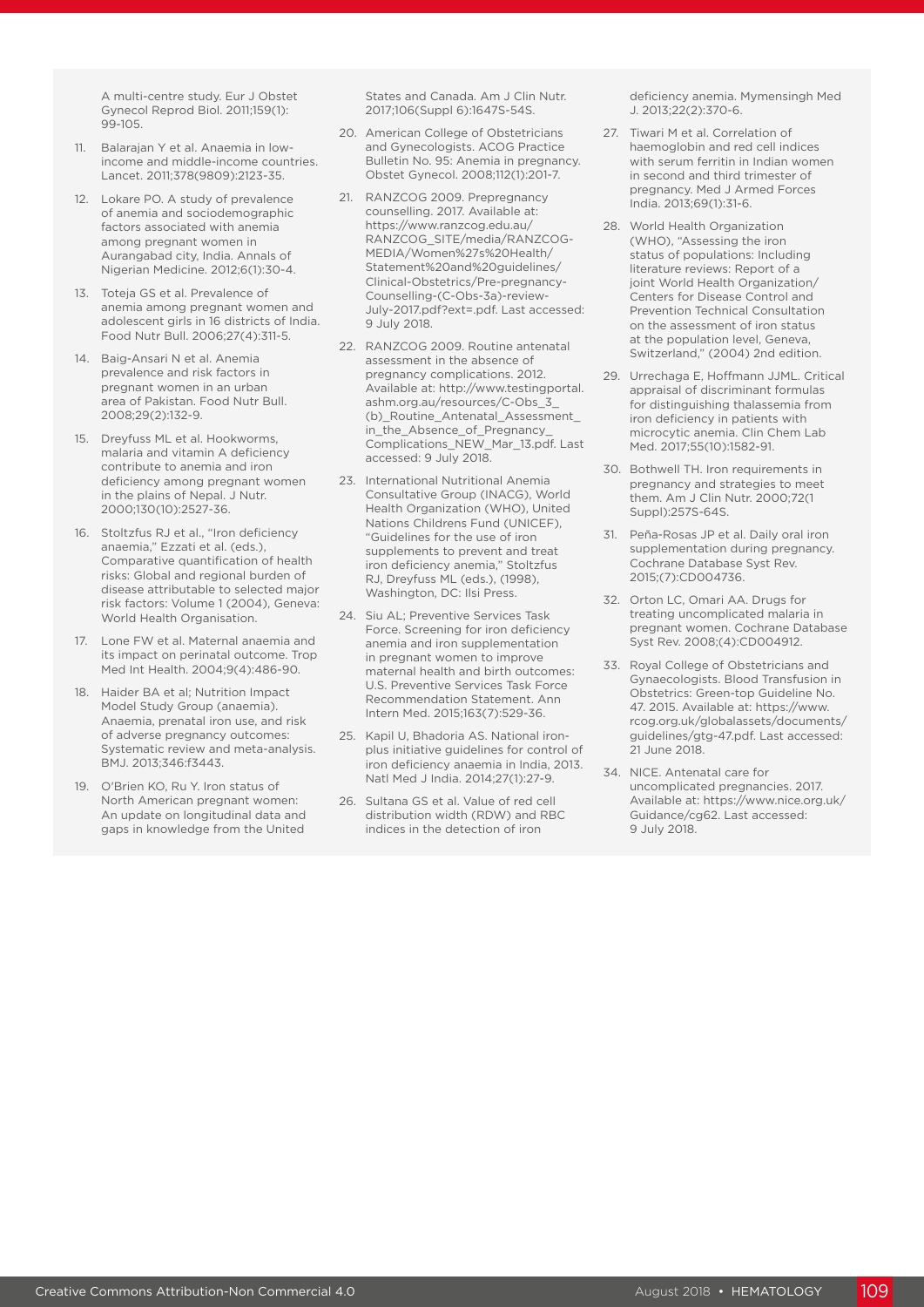A multi-centre study. Eur J Obstet Gynecol Reprod Biol. 2011;159(1): 99-105.

11. Balarajan Y et al. Anaemia in low-income and middle-income countries. Lancet. 2011;378(9809):2123-35.
12. Lokare PO. A study of prevalence of anemia and sociodemographic factors associated with anemia among pregnant women in Aurangabad city, India. Annals of Nigerian Medicine. 2012;6(1):30-4.
13. Toteja GS et al. Prevalence of anemia among pregnant women and adolescent girls in 16 districts of India. Food Nutr Bull. 2006;27(4):311-5.
14. Baig-Ansari N et al. Anemia prevalence and risk factors in pregnant women in an urban area of Pakistan. Food Nutr Bull. 2008;29(2):132-9.
15. Dreyfuss ML et al. Hookworms, malaria and vitamin A deficiency contribute to anemia and iron deficiency among pregnant women in the plains of Nepal. J Nutr. 2000;130(10):2527-36.
16. Stoltzfus RJ et al., "Iron deficiency anaemia," Ezzati et al. (eds.), Comparative quantification of health risks: Global and regional burden of disease attributable to selected major risk factors: Volume 1 (2004), Geneva: World Health Organisation.
17. Lone FW et al. Maternal anaemia and its impact on perinatal outcome. Trop Med Int Health. 2004;9(4):486-90.
18. Haider BA et al; Nutrition Impact Model Study Group (anaemia). Anaemia, prenatal iron use, and risk of adverse pregnancy outcomes: Systematic review and meta-analysis. BMJ. 2013;346:f3443.
19. O'Brien KO, Ru Y. Iron status of North American pregnant women: An update on longitudinal data and gaps in knowledge from the United States and Canada. Am J Clin Nutr. 2017;106(Suppl 6):1647S-54S.
20. American College of Obstetricians and Gynecologists. ACOG Practice Bulletin No. 95: Anemia in pregnancy. Obstet Gynecol. 2008;112(1):201-7.
21. RANZCOG 2009. Prepregnancy counselling. 2017. Available at: https://www.ranzcog.edu.au/RANZCOG_SITE/media/RANZCOG-MEDIA/Women%27s%20Health/Statement%20and%20guidelines/Clinical-Obstetrics/Pre-pregnancy-Counselling-(C-Obs-3a)-review-July-2017.pdf?ext=.pdf. Last accessed: 9 July 2018.
22. RANZCOG 2009. Routine antenatal assessment in the absence of pregnancy complications. 2012. Available at: http://www.testingportal.ashm.org.au/resources/C-Obs_3_(b)_Routine_Antenatal_Assessment_in_the_Absence_of_Pregnancy_Complications_NEW_Mar_13.pdf. Last accessed: 9 July 2018.
23. International Nutritional Anemia Consultative Group (INACG), World Health Organization (WHO), United Nations Childrens Fund (UNICEF), "Guidelines for the use of iron supplements to prevent and treat iron deficiency anemia," Stoltzfus RJ, Dreyfuss ML (eds.), (1998), Washington, DC: Ilsi Press.
24. Siu AL; Preventive Services Task Force. Screening for iron deficiency anemia and iron supplementation in pregnant women to improve maternal health and birth outcomes: U.S. Preventive Services Task Force Recommendation Statement. Ann Intern Med. 2015;163(7):529-36.
25. Kapil U, Bhadoria AS. National iron-plus initiative guidelines for control of iron deficiency anaemia in India, 2013. Natl Med J India. 2014;27(1):27-9.
26. Sultana GS et al. Value of red cell distribution width (RDW) and RBC indices in the detection of iron deficiency anemia. Mymensingh Med J. 2013;22(2):370-6.
27. Tiwari M et al. Correlation of haemoglobin and red cell indices with serum ferritin in Indian women in second and third trimester of pregnancy. Med J Armed Forces India. 2013;69(1):31-6.
28. World Health Organization (WHO), "Assessing the iron status of populations: Including literature reviews: Report of a joint World Health Organization/Centers for Disease Control and Prevention Technical Consultation on the assessment of iron status at the population level, Geneva, Switzerland," (2004) 2nd edition.
29. Urrechaga E, Hoffmann JJML. Critical appraisal of discriminant formulas for distinguishing thalassemia from iron deficiency in patients with microcytic anemia. Clin Chem Lab Med. 2017;55(10):1582-91.
30. Bothwell TH. Iron requirements in pregnancy and strategies to meet them. Am J Clin Nutr. 2000;72(1 Suppl):257S-64S.
31. Peña-Rosas JP et al. Daily oral iron supplementation during pregnancy. Cochrane Database Syst Rev. 2015;(7):CD004736.
32. Orton LC, Omari AA. Drugs for treating uncomplicated malaria in pregnant women. Cochrane Database Syst Rev. 2008;(4):CD004912.
33. Royal College of Obstetricians and Gynaecologists. Blood Transfusion in Obstetrics: Green-top Guideline No. 47. 2015. Available at: https://www.rcog.org.uk/globalassets/documents/guidelines/gtg-47.pdf. Last accessed: 21 June 2018.
34. NICE. Antenatal care for uncomplicated pregnancies. 2017. Available at: https://www.nice.org.uk/Guidance/cg62. Last accessed: 9 July 2018.